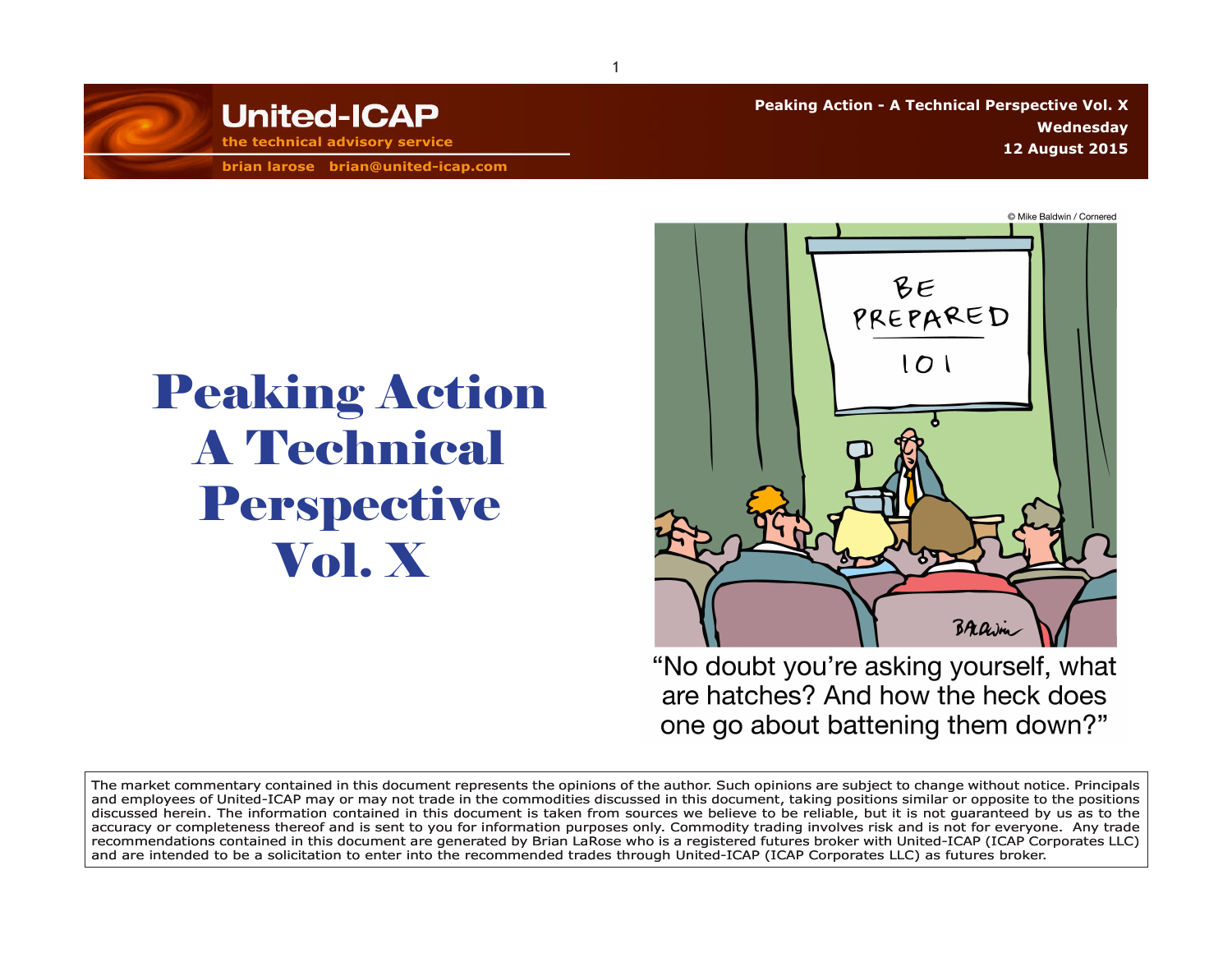United-ICAP
the technical advisory service
brian larose brian@united-icap.com

Peaking Action - A Technical Perspective Vol. X
Wednesday
12 August 2015

# Peaking Action A Technical Perspective Vol. X

© Mike Baldwin / Cornered

"No doubt you're asking yourself, what are hatches? And how the heck does one go about battening them down?"

The market commentary contained in this document represents the opinions of the author. Such opinions are subject to change without notice. Principals and employees of United-ICAP may or may not trade in the commodities discussed in this document, taking positions similar or opposite to the positions discussed herein. The information contained in this document is taken from sources we believe to be reliable, but it is not guaranteed by us as to the accuracy or completeness thereof and is sent to you for information purposes only. Commodity trading involves risk and is not for everyone. Any trade recommendations contained in this document are generated by Brian LaRose who is a registered futures broker with United-ICAP (ICAP Corporates LLC) and are intended to be a solicitation to enter into the recommended trades through United-ICAP (ICAP Corporates LLC) as futures broker.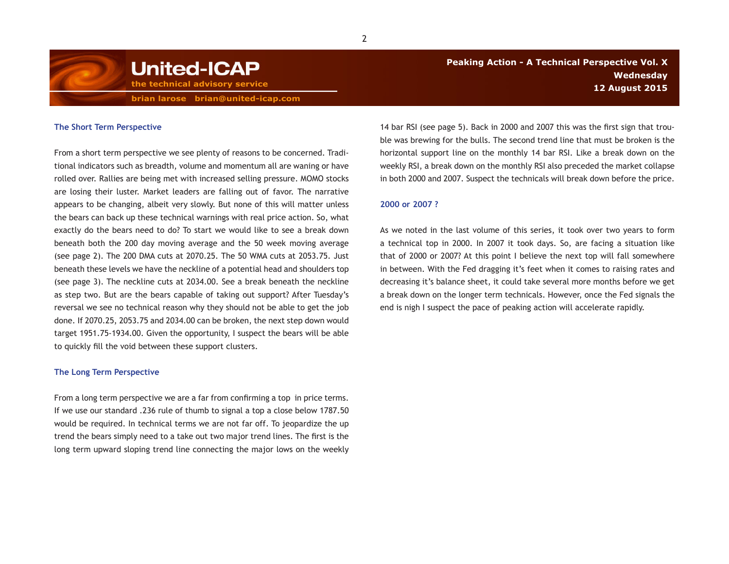## The Short Term Perspective

From a short term perspective we see plenty of reasons to be concerned. Traditional indicators such as breadth, volume and momentum all are waning or have rolled over. Rallies are being met with increased selling pressure. MOMO stocks are losing their luster. Market leaders are falling out of favor. The narrative appears to be changing, albeit very slowly. But none of this will matter unless the bears can back up these technical warnings with real price action. So, what exactly do the bears need to do? To start we would like to see a break down beneath both the 200 day moving average and the 50 week moving average (see page 2). The 200 DMA cuts at 2070.25. The 50 WMA cuts at 2053.75. Just beneath these levels we have the neckline of a potential head and shoulders top (see page 3). The neckline cuts at 2034.00. See a break beneath the neckline as step two. But are the bears capable of taking out support? After Tuesday's reversal we see no technical reason why they should not be able to get the job done. If 2070.25, 2053.75 and 2034.00 can be broken, the next step down would target 1951.75-1934.00. Given the opportunity, I suspect the bears will be able to quickly fill the void between these support clusters.

## The Long Term Perspective

From a long term perspective we are a far from confirming a top in price terms. If we use our standard .236 rule of thumb to signal a top a close below 1787.50 would be required. In technical terms we are not far off. To jeopardize the up trend the bears simply need to a take out two major trend lines. The first is the long term upward sloping trend line connecting the major lows on the weekly 14 bar RSI (see page 5). Back in 2000 and 2007 this was the first sign that trouble was brewing for the bulls. The second trend line that must be broken is the horizontal support line on the monthly 14 bar RSI. Like a break down on the weekly RSI, a break down on the monthly RSI also preceded the market collapse in both 2000 and 2007. Suspect the technicals will break down before the price.

## 2000 or 2007 ?

As we noted in the last volume of this series, it took over two years to form a technical top in 2000. In 2007 it took days. So, are facing a situation like that of 2000 or 2007? At this point I believe the next top will fall somewhere in between. With the Fed dragging it's feet when it comes to raising rates and decreasing it's balance sheet, it could take several more months before we get a break down on the longer term technicals. However, once the Fed signals the end is nigh I suspect the pace of peaking action will accelerate rapidly.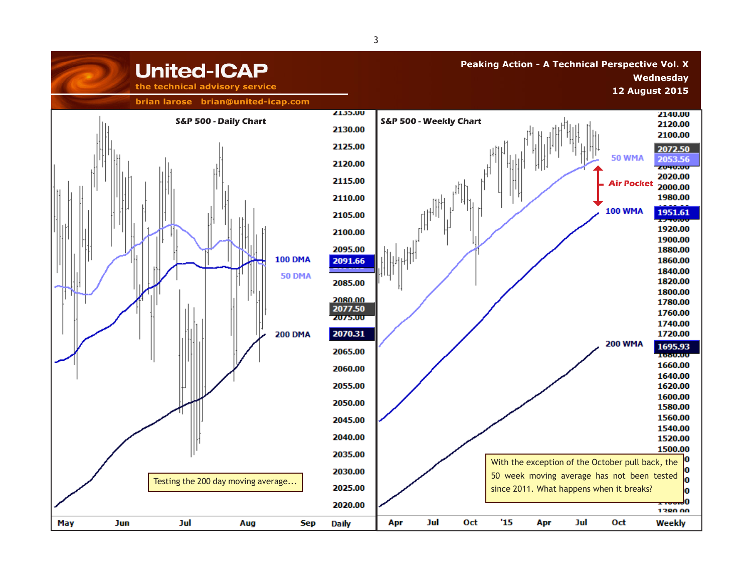United-ICAP

the technical advisory service

brian larose brian@united-icap.com

Peaking Action - A Technical Perspective Vol. X

Wednesday

12 August 2015

S&P 500 - Daily Chart

100 DMA 2091.66

50 DMA

2077.50

200 DMA 2070.31

Testing the 200 day moving average…

S&P 500 - Weekly Chart

2072.50

50 WMA 2053.56

Air Pocket

100 WMA 1951.61

200 WMA 1695.93

With the exception of the October pull back, the 50 week moving average has not been tested since 2011. What happens when it breaks?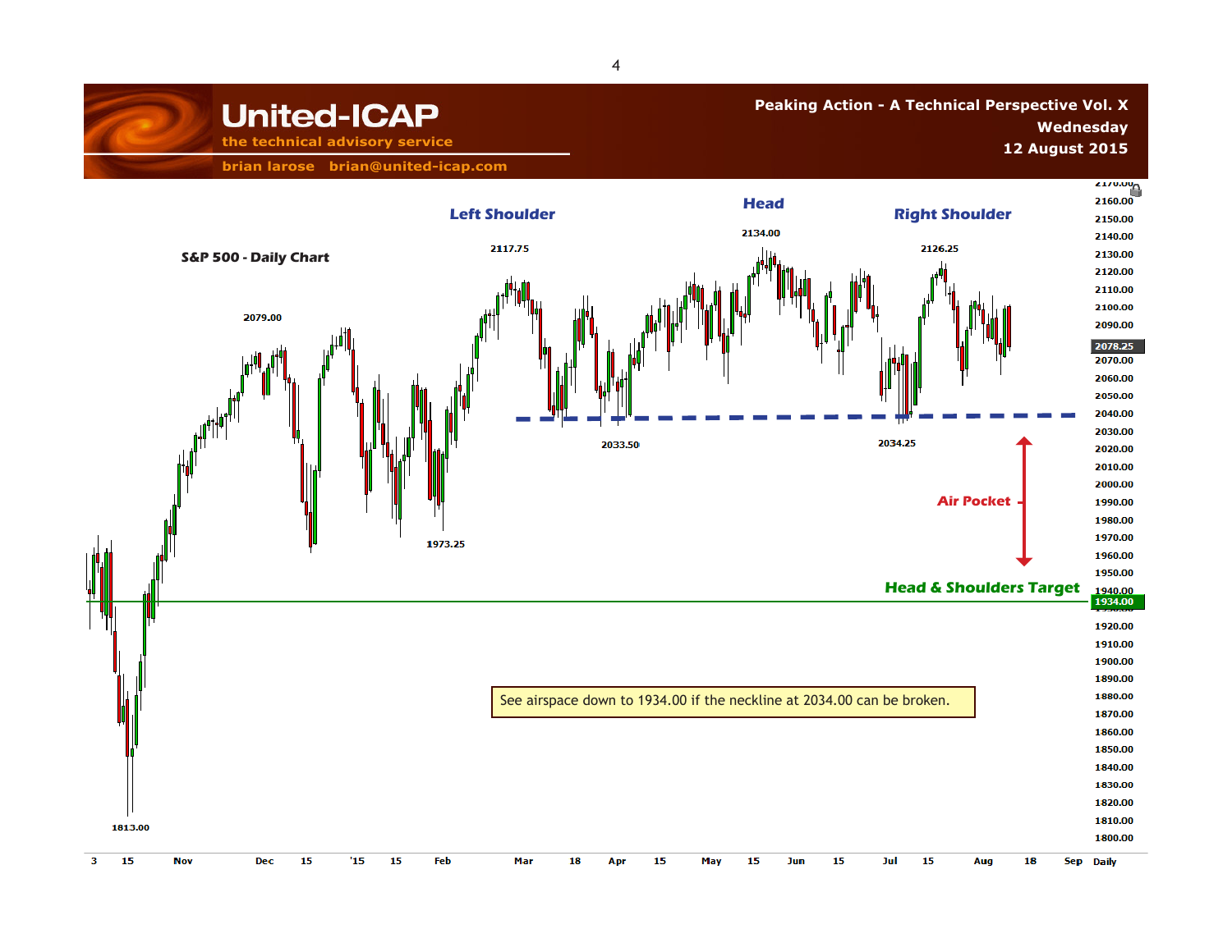**United-ICAP**
the technical advisory service
brian larose brian@united-icap.com

**Peaking Action - A Technical Perspective Vol. X**
**Wednesday**
**12 August 2015**

**S&P 500 - Daily Chart**

Left Shoulder — 2117.75

Head — 2134.00

Right Shoulder — 2126.25

2079.00

2033.50

2034.25

1973.25

1813.00

Air Pocket

Head & Shoulders Target — 1934.00

2078.25

See airspace down to 1934.00 if the neckline at 2034.00 can be broken.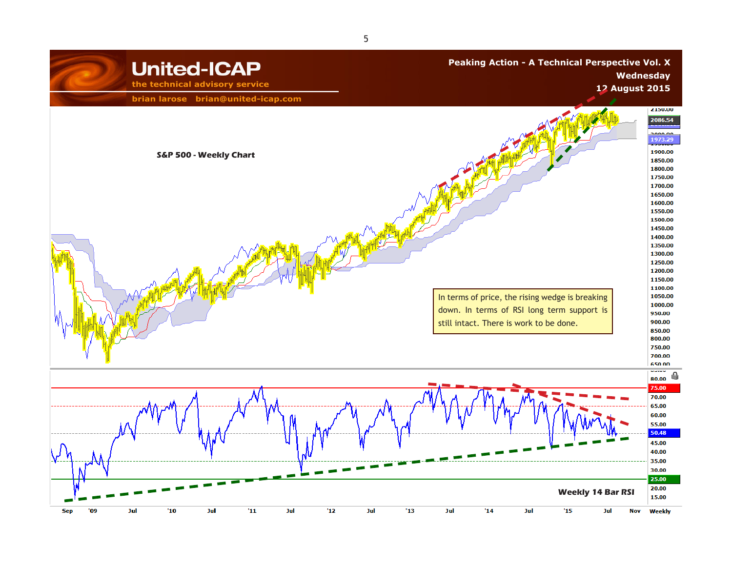**United-ICAP**
the technical advisory service
brian larose brian@united-icap.com

**Peaking Action - A Technical Perspective Vol. X**
**Wednesday**
**12 August 2015**

**S&P 500 - Weekly Chart**

In terms of price, the rising wedge is breaking down. In terms of RSI long term support is still intact. There is work to be done.

**Weekly 14 Bar RSI**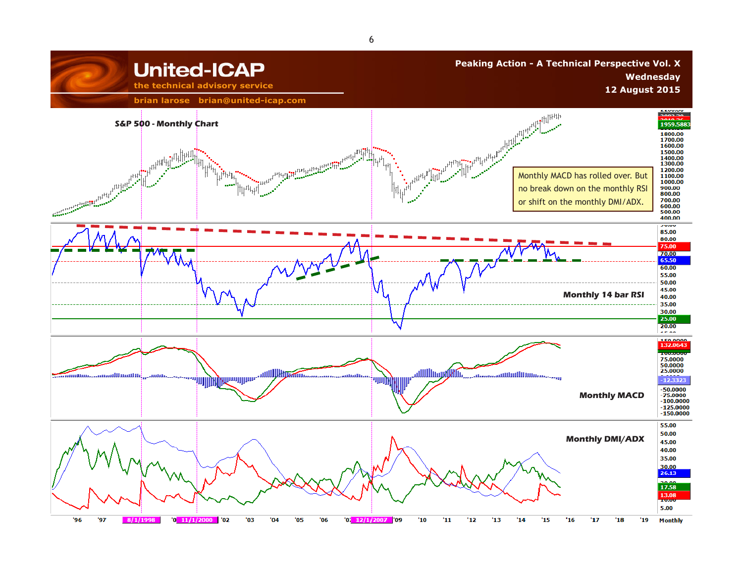# United-ICAP

the technical advisory service

brian larose brian@united-icap.com

**Peaking Action - A Technical Perspective Vol. X**
**Wednesday**
**12 August 2015**

S&P 500 - Monthly Chart

1959.5883
1800.00
1700.00
1600.00
1500.00
1400.00
1300.00
1200.00
1100.00
1000.00
900.00
800.00
700.00
600.00
500.00
400.00

Monthly MACD has rolled over. But no break down on the monthly RSI or shift on the monthly DMI/ADX.

Monthly 14 bar RSI

85.00
80.00
75.00
70.00
65.50
60.00
55.00
50.00
45.00
40.00
35.00
30.00
25.00
20.00

Monthly MACD

132.0643
75.0000
50.0000
25.0000
-12.3323
-50.0000
-75.0000
-100.0000
-125.0000
-150.0000

Monthly DMI/ADX

55.00
50.00
45.00
40.00
35.00
30.00
26.13
17.58
13.08
5.00

'96 '97 8/1/1998 11/1/2000 '02 '03 '04 '05 '06 12/1/2007 '09 '10 '11 '12 '13 '14 '15 '16 '17 '18 '19 Monthly